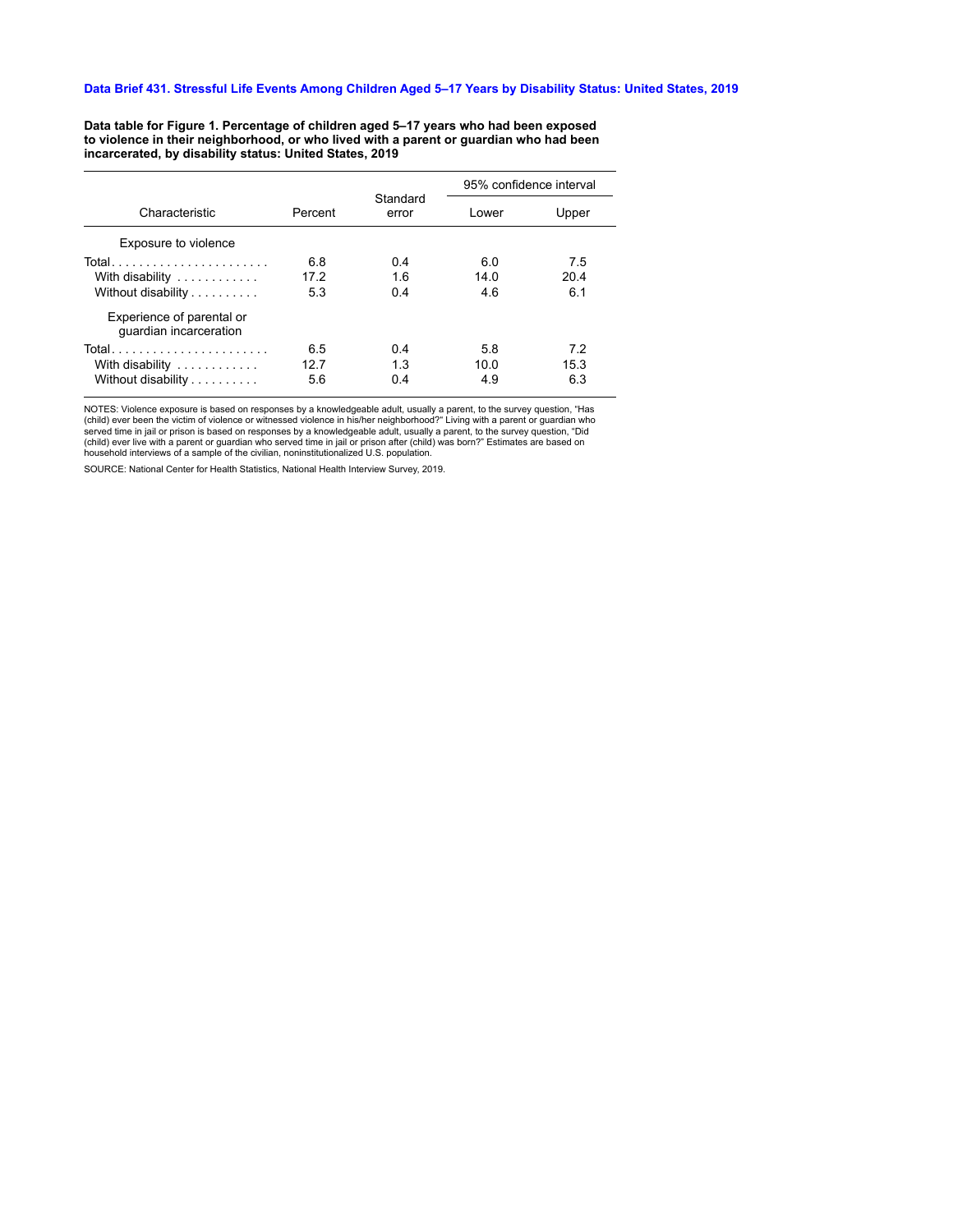**Data Brief 431. Stressful Life Events Among Children Aged 5–17 Years by Disability Status: United States, 2019**

**Data table for Figure 1. Percentage of children aged 5–17 years who had been exposed to violence in their neighborhood, or who lived with a parent or guardian who had been incarcerated, by disability status: United States, 2019**

| Characteristic | Percent | Standard error | 95% confidence interval | |
|---|---|---|---|---|
| | | | Lower | Upper |
| Exposure to violence | | | | |
| Total | 6.8 | 0.4 | 6.0 | 7.5 |
| With disability | 17.2 | 1.6 | 14.0 | 20.4 |
| Without disability | 5.3 | 0.4 | 4.6 | 6.1 |
| Experience of parental or guardian incarceration | | | | |
| Total | 6.5 | 0.4 | 5.8 | 7.2 |
| With disability | 12.7 | 1.3 | 10.0 | 15.3 |
| Without disability | 5.6 | 0.4 | 4.9 | 6.3 |

NOTES: Violence exposure is based on responses by a knowledgeable adult, usually a parent, to the survey question, "Has (child) ever been the victim of violence or witnessed violence in his/her neighborhood?" Living with a parent or guardian who served time in jail or prison is based on responses by a knowledgeable adult, usually a parent, to the survey question, "Did (child) ever live with a parent or guardian who served time in jail or prison after (child) was born?" Estimates are based on household interviews of a sample of the civilian, noninstitutionalized U.S. population.

SOURCE: National Center for Health Statistics, National Health Interview Survey, 2019.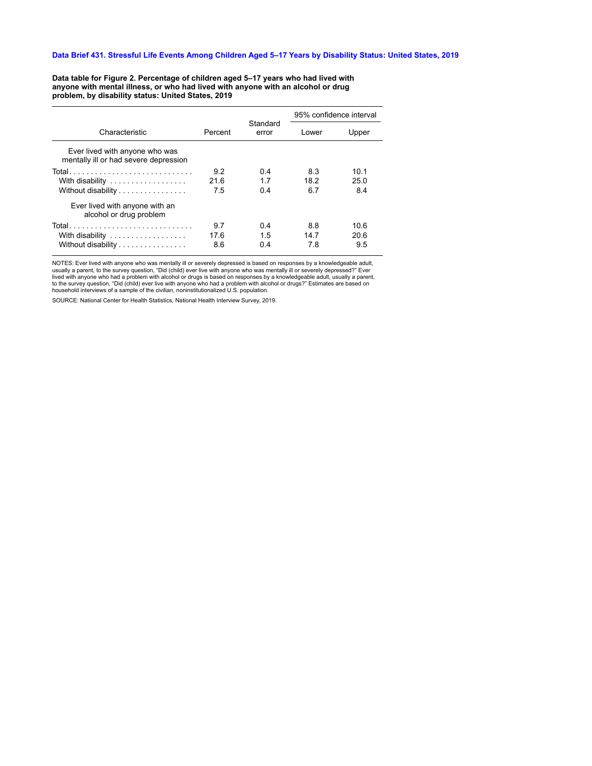**Data Brief 431. Stressful Life Events Among Children Aged 5–17 Years by Disability Status: United States, 2019**

**Data table for Figure 2. Percentage of children aged 5–17 years who had lived with anyone with mental illness, or who had lived with anyone with an alcohol or drug problem, by disability status: United States, 2019**

| Characteristic | Percent | Standard error | 95% confidence interval | |
|---|---|---|---|---|
| | | | Lower | Upper |
| Ever lived with anyone who was mentally ill or had severe depression | | | | |
| Total | 9.2 | 0.4 | 8.3 | 10.1 |
| With disability | 21.6 | 1.7 | 18.2 | 25.0 |
| Without disability | 7.5 | 0.4 | 6.7 | 8.4 |
| Ever lived with anyone with an alcohol or drug problem | | | | |
| Total | 9.7 | 0.4 | 8.8 | 10.6 |
| With disability | 17.6 | 1.5 | 14.7 | 20.6 |
| Without disability | 8.6 | 0.4 | 7.8 | 9.5 |

NOTES: Ever lived with anyone who was mentally ill or severely depressed is based on responses by a knowledgeable adult, usually a parent, to the survey question, "Did (child) ever live with anyone who was mentally ill or severely depressed?" Ever lived with anyone who had a problem with alcohol or drugs is based on responses by a knowledgeable adult, usually a parent, to the survey question, "Did (child) ever live with anyone who had a problem with alcohol or drugs?" Estimates are based on household interviews of a sample of the civilian, noninstitutionalized U.S. population.

SOURCE: National Center for Health Statistics, National Health Interview Survey, 2019.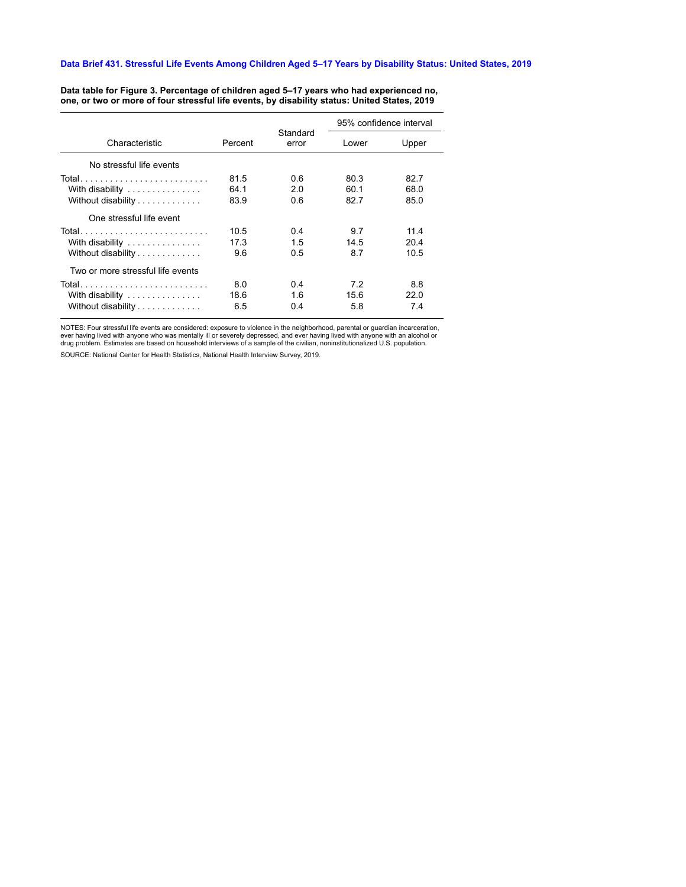**Data Brief 431. Stressful Life Events Among Children Aged 5–17 Years by Disability Status: United States, 2019**

**Data table for Figure 3. Percentage of children aged 5–17 years who had experienced no, one, or two or more of four stressful life events, by disability status: United States, 2019**

| Characteristic | Percent | Standard error | 95% confidence interval | |
|---|---|---|---|---|
| | | | Lower | Upper |
| No stressful life events | | | | |
| Total | 81.5 | 0.6 | 80.3 | 82.7 |
| With disability | 64.1 | 2.0 | 60.1 | 68.0 |
| Without disability | 83.9 | 0.6 | 82.7 | 85.0 |
| One stressful life event | | | | |
| Total | 10.5 | 0.4 | 9.7 | 11.4 |
| With disability | 17.3 | 1.5 | 14.5 | 20.4 |
| Without disability | 9.6 | 0.5 | 8.7 | 10.5 |
| Two or more stressful life events | | | | |
| Total | 8.0 | 0.4 | 7.2 | 8.8 |
| With disability | 18.6 | 1.6 | 15.6 | 22.0 |
| Without disability | 6.5 | 0.4 | 5.8 | 7.4 |

NOTES: Four stressful life events are considered: exposure to violence in the neighborhood, parental or guardian incarceration, ever having lived with anyone who was mentally ill or severely depressed, and ever having lived with anyone with an alcohol or drug problem. Estimates are based on household interviews of a sample of the civilian, noninstitutionalized U.S. population.

SOURCE: National Center for Health Statistics, National Health Interview Survey, 2019.